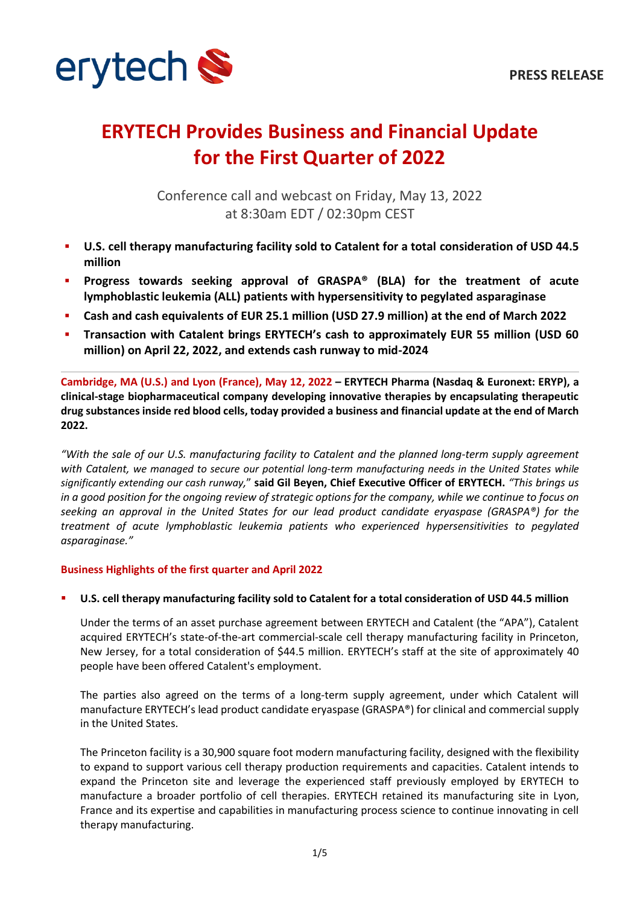erytech

PRESS RELEASE

# ERYTECH Provides Business and Financial Update for the First Quarter of 2022

Conference call and webcast on Friday, May 13, 2022
at 8:30am EDT / 02:30pm CEST

- **U.S. cell therapy manufacturing facility sold to Catalent for a total consideration of USD 44.5 million**
- **Progress towards seeking approval of GRASPA® (BLA) for the treatment of acute lymphoblastic leukemia (ALL) patients with hypersensitivity to pegylated asparaginase**
- **Cash and cash equivalents of EUR 25.1 million (USD 27.9 million) at the end of March 2022**
- **Transaction with Catalent brings ERYTECH's cash to approximately EUR 55 million (USD 60 million) on April 22, 2022, and extends cash runway to mid-2024**

---

**Cambridge, MA (U.S.) and Lyon (France), May 12, 2022 – ERYTECH Pharma (Nasdaq & Euronext: ERYP), a clinical-stage biopharmaceutical company developing innovative therapies by encapsulating therapeutic drug substances inside red blood cells, today provided a business and financial update at the end of March 2022.**

*"With the sale of our U.S. manufacturing facility to Catalent and the planned long-term supply agreement with Catalent, we managed to secure our potential long-term manufacturing needs in the United States while significantly extending our cash runway,"* **said Gil Beyen, Chief Executive Officer of ERYTECH.** *"This brings us in a good position for the ongoing review of strategic options for the company, while we continue to focus on seeking an approval in the United States for our lead product candidate eryaspase (GRASPA®) for the treatment of acute lymphoblastic leukemia patients who experienced hypersensitivities to pegylated asparaginase."*

## Business Highlights of the first quarter and April 2022

- **U.S. cell therapy manufacturing facility sold to Catalent for a total consideration of USD 44.5 million**

  Under the terms of an asset purchase agreement between ERYTECH and Catalent (the "APA"), Catalent acquired ERYTECH's state-of-the-art commercial-scale cell therapy manufacturing facility in Princeton, New Jersey, for a total consideration of $44.5 million. ERYTECH's staff at the site of approximately 40 people have been offered Catalent's employment.

  The parties also agreed on the terms of a long-term supply agreement, under which Catalent will manufacture ERYTECH's lead product candidate eryaspase (GRASPA®) for clinical and commercial supply in the United States.

  The Princeton facility is a 30,900 square foot modern manufacturing facility, designed with the flexibility to expand to support various cell therapy production requirements and capacities. Catalent intends to expand the Princeton site and leverage the experienced staff previously employed by ERYTECH to manufacture a broader portfolio of cell therapies. ERYTECH retained its manufacturing site in Lyon, France and its expertise and capabilities in manufacturing process science to continue innovating in cell therapy manufacturing.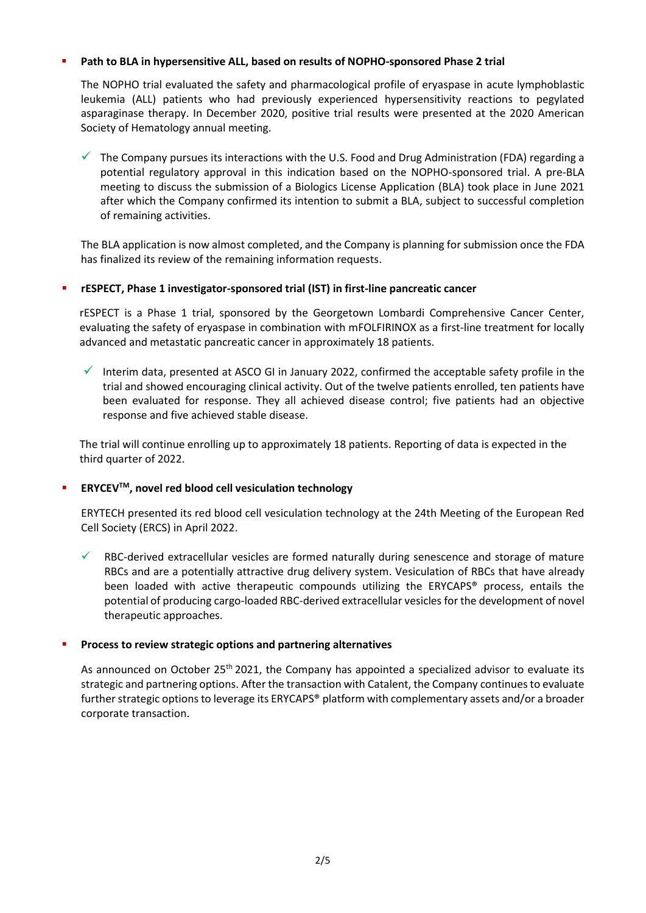- **Path to BLA in hypersensitive ALL, based on results of NOPHO-sponsored Phase 2 trial**

  The NOPHO trial evaluated the safety and pharmacological profile of eryaspase in acute lymphoblastic leukemia (ALL) patients who had previously experienced hypersensitivity reactions to pegylated asparaginase therapy. In December 2020, positive trial results were presented at the 2020 American Society of Hematology annual meeting.

  - ✓ The Company pursues its interactions with the U.S. Food and Drug Administration (FDA) regarding a potential regulatory approval in this indication based on the NOPHO-sponsored trial. A pre-BLA meeting to discuss the submission of a Biologics License Application (BLA) took place in June 2021 after which the Company confirmed its intention to submit a BLA, subject to successful completion of remaining activities.

  The BLA application is now almost completed, and the Company is planning for submission once the FDA has finalized its review of the remaining information requests.

- **rESPECT, Phase 1 investigator-sponsored trial (IST) in first-line pancreatic cancer**

  rESPECT is a Phase 1 trial, sponsored by the Georgetown Lombardi Comprehensive Cancer Center, evaluating the safety of eryaspase in combination with mFOLFIRINOX as a first-line treatment for locally advanced and metastatic pancreatic cancer in approximately 18 patients.

  - ✓ Interim data, presented at ASCO GI in January 2022, confirmed the acceptable safety profile in the trial and showed encouraging clinical activity. Out of the twelve patients enrolled, ten patients have been evaluated for response. They all achieved disease control; five patients had an objective response and five achieved stable disease.

  The trial will continue enrolling up to approximately 18 patients. Reporting of data is expected in the third quarter of 2022.

- **ERYCEV™, novel red blood cell vesiculation technology**

  ERYTECH presented its red blood cell vesiculation technology at the 24th Meeting of the European Red Cell Society (ERCS) in April 2022.

  - ✓ RBC-derived extracellular vesicles are formed naturally during senescence and storage of mature RBCs and are a potentially attractive drug delivery system. Vesiculation of RBCs that have already been loaded with active therapeutic compounds utilizing the ERYCAPS® process, entails the potential of producing cargo-loaded RBC-derived extracellular vesicles for the development of novel therapeutic approaches.

- **Process to review strategic options and partnering alternatives**

  As announced on October 25th 2021, the Company has appointed a specialized advisor to evaluate its strategic and partnering options. After the transaction with Catalent, the Company continues to evaluate further strategic options to leverage its ERYCAPS® platform with complementary assets and/or a broader corporate transaction.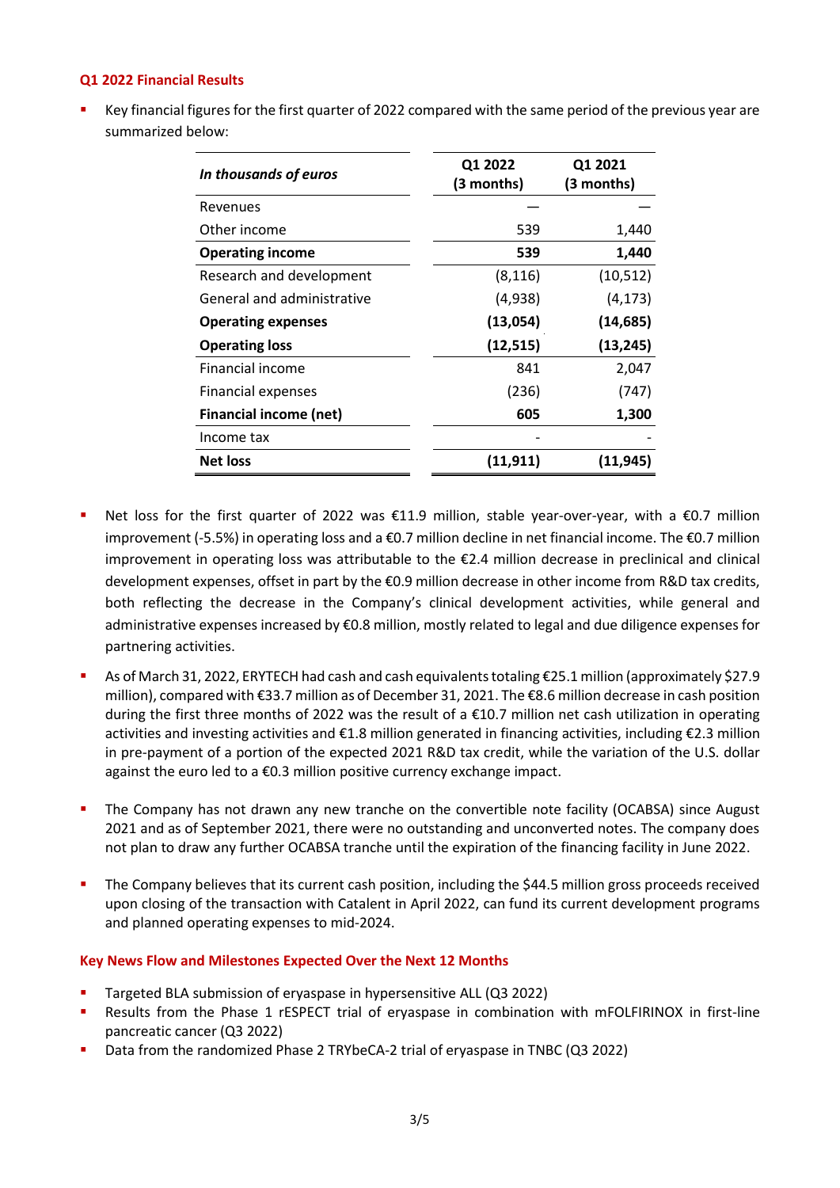## Q1 2022 Financial Results

- Key financial figures for the first quarter of 2022 compared with the same period of the previous year are summarized below:

| *In thousands of euros* | Q1 2022 (3 months) | Q1 2021 (3 months) |
|---|---|---|
| Revenues | — | — |
| Other income | 539 | 1,440 |
| **Operating income** | **539** | **1,440** |
| Research and development | (8,116) | (10,512) |
| General and administrative | (4,938) | (4,173) |
| **Operating expenses** | **(13,054)** | **(14,685)** |
| **Operating loss** | **(12,515)** | **(13,245)** |
| Financial income | 841 | 2,047 |
| Financial expenses | (236) | (747) |
| **Financial income (net)** | **605** | **1,300** |
| Income tax | - | - |
| **Net loss** | **(11,911)** | **(11,945)** |

- Net loss for the first quarter of 2022 was €11.9 million, stable year-over-year, with a €0.7 million improvement (-5.5%) in operating loss and a €0.7 million decline in net financial income. The €0.7 million improvement in operating loss was attributable to the €2.4 million decrease in preclinical and clinical development expenses, offset in part by the €0.9 million decrease in other income from R&D tax credits, both reflecting the decrease in the Company's clinical development activities, while general and administrative expenses increased by €0.8 million, mostly related to legal and due diligence expenses for partnering activities.
- As of March 31, 2022, ERYTECH had cash and cash equivalents totaling €25.1 million (approximately $27.9 million), compared with €33.7 million as of December 31, 2021. The €8.6 million decrease in cash position during the first three months of 2022 was the result of a €10.7 million net cash utilization in operating activities and investing activities and €1.8 million generated in financing activities, including €2.3 million in pre-payment of a portion of the expected 2021 R&D tax credit, while the variation of the U.S. dollar against the euro led to a €0.3 million positive currency exchange impact.
- The Company has not drawn any new tranche on the convertible note facility (OCABSA) since August 2021 and as of September 2021, there were no outstanding and unconverted notes. The company does not plan to draw any further OCABSA tranche until the expiration of the financing facility in June 2022.
- The Company believes that its current cash position, including the $44.5 million gross proceeds received upon closing of the transaction with Catalent in April 2022, can fund its current development programs and planned operating expenses to mid-2024.

## Key News Flow and Milestones Expected Over the Next 12 Months

- Targeted BLA submission of eryaspase in hypersensitive ALL (Q3 2022)
- Results from the Phase 1 rESPECT trial of eryaspase in combination with mFOLFIRINOX in first-line pancreatic cancer (Q3 2022)
- Data from the randomized Phase 2 TRYbeCA-2 trial of eryaspase in TNBC (Q3 2022)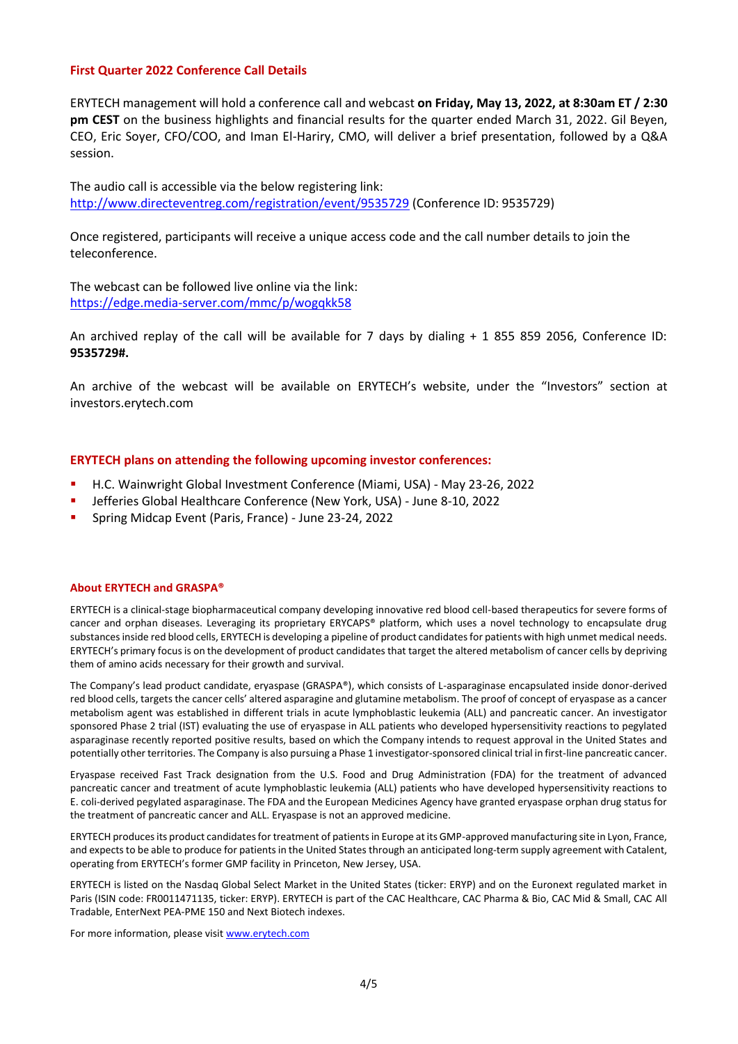## First Quarter 2022 Conference Call Details

ERYTECH management will hold a conference call and webcast **on Friday, May 13, 2022, at 8:30am ET / 2:30 pm CEST** on the business highlights and financial results for the quarter ended March 31, 2022. Gil Beyen, CEO, Eric Soyer, CFO/COO, and Iman El-Hariry, CMO, will deliver a brief presentation, followed by a Q&A session.

The audio call is accessible via the below registering link:
[http://www.directeventreg.com/registration/event/9535729](http://www.directeventreg.com/registration/event/9535729) (Conference ID: 9535729)

Once registered, participants will receive a unique access code and the call number details to join the teleconference.

The webcast can be followed live online via the link:
[https://edge.media-server.com/mmc/p/wogqkk58](https://edge.media-server.com/mmc/p/wogqkk58)

An archived replay of the call will be available for 7 days by dialing + 1 855 859 2056, Conference ID: **9535729#.**

An archive of the webcast will be available on ERYTECH's website, under the "Investors" section at investors.erytech.com

## ERYTECH plans on attending the following upcoming investor conferences:

- H.C. Wainwright Global Investment Conference (Miami, USA) - May 23-26, 2022
- Jefferies Global Healthcare Conference (New York, USA) - June 8-10, 2022
- Spring Midcap Event (Paris, France) - June 23-24, 2022

### About ERYTECH and GRASPA®

ERYTECH is a clinical-stage biopharmaceutical company developing innovative red blood cell-based therapeutics for severe forms of cancer and orphan diseases. Leveraging its proprietary ERYCAPS® platform, which uses a novel technology to encapsulate drug substances inside red blood cells, ERYTECH is developing a pipeline of product candidates for patients with high unmet medical needs. ERYTECH's primary focus is on the development of product candidates that target the altered metabolism of cancer cells by depriving them of amino acids necessary for their growth and survival.

The Company's lead product candidate, eryaspase (GRASPA®), which consists of L-asparaginase encapsulated inside donor-derived red blood cells, targets the cancer cells' altered asparagine and glutamine metabolism. The proof of concept of eryaspase as a cancer metabolism agent was established in different trials in acute lymphoblastic leukemia (ALL) and pancreatic cancer. An investigator sponsored Phase 2 trial (IST) evaluating the use of eryaspase in ALL patients who developed hypersensitivity reactions to pegylated asparaginase recently reported positive results, based on which the Company intends to request approval in the United States and potentially other territories. The Company is also pursuing a Phase 1 investigator-sponsored clinical trial in first-line pancreatic cancer.

Eryaspase received Fast Track designation from the U.S. Food and Drug Administration (FDA) for the treatment of advanced pancreatic cancer and treatment of acute lymphoblastic leukemia (ALL) patients who have developed hypersensitivity reactions to E. coli-derived pegylated asparaginase. The FDA and the European Medicines Agency have granted eryaspase orphan drug status for the treatment of pancreatic cancer and ALL. Eryaspase is not an approved medicine.

ERYTECH produces its product candidates for treatment of patients in Europe at its GMP-approved manufacturing site in Lyon, France, and expects to be able to produce for patients in the United States through an anticipated long-term supply agreement with Catalent, operating from ERYTECH's former GMP facility in Princeton, New Jersey, USA.

ERYTECH is listed on the Nasdaq Global Select Market in the United States (ticker: ERYP) and on the Euronext regulated market in Paris (ISIN code: FR0011471135, ticker: ERYP). ERYTECH is part of the CAC Healthcare, CAC Pharma & Bio, CAC Mid & Small, CAC All Tradable, EnterNext PEA-PME 150 and Next Biotech indexes.

For more information, please visit [www.erytech.com](http://www.erytech.com)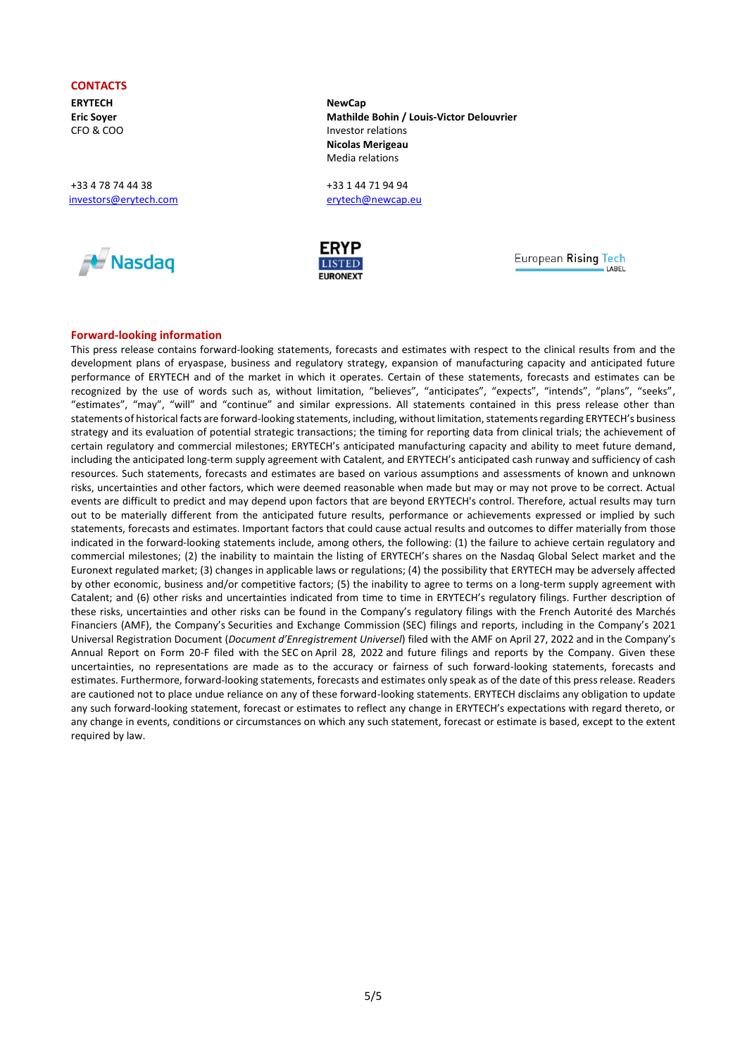## CONTACTS

**ERYTECH**
**Eric Soyer**
CFO & COO

+33 4 78 74 44 38
investors@erytech.com

**NewCap**
**Mathilde Bohin / Louis-Victor Delouvrier**
Investor relations
**Nicolas Merigeau**
Media relations

+33 1 44 71 94 94
erytech@newcap.eu

Nasdaq

ERYP LISTED EURONEXT

European Rising Tech LABEL

## Forward-looking information

This press release contains forward-looking statements, forecasts and estimates with respect to the clinical results from and the development plans of eryaspase, business and regulatory strategy, expansion of manufacturing capacity and anticipated future performance of ERYTECH and of the market in which it operates. Certain of these statements, forecasts and estimates can be recognized by the use of words such as, without limitation, "believes", "anticipates", "expects", "intends", "plans", "seeks", "estimates", "may", "will" and "continue" and similar expressions. All statements contained in this press release other than statements of historical facts are forward-looking statements, including, without limitation, statements regarding ERYTECH's business strategy and its evaluation of potential strategic transactions; the timing for reporting data from clinical trials; the achievement of certain regulatory and commercial milestones; ERYTECH's anticipated manufacturing capacity and ability to meet future demand, including the anticipated long-term supply agreement with Catalent, and ERYTECH's anticipated cash runway and sufficiency of cash resources. Such statements, forecasts and estimates are based on various assumptions and assessments of known and unknown risks, uncertainties and other factors, which were deemed reasonable when made but may or may not prove to be correct. Actual events are difficult to predict and may depend upon factors that are beyond ERYTECH's control. Therefore, actual results may turn out to be materially different from the anticipated future results, performance or achievements expressed or implied by such statements, forecasts and estimates. Important factors that could cause actual results and outcomes to differ materially from those indicated in the forward-looking statements include, among others, the following: (1) the failure to achieve certain regulatory and commercial milestones; (2) the inability to maintain the listing of ERYTECH's shares on the Nasdaq Global Select market and the Euronext regulated market; (3) changes in applicable laws or regulations; (4) the possibility that ERYTECH may be adversely affected by other economic, business and/or competitive factors; (5) the inability to agree to terms on a long-term supply agreement with Catalent; and (6) other risks and uncertainties indicated from time to time in ERYTECH's regulatory filings. Further description of these risks, uncertainties and other risks can be found in the Company's regulatory filings with the French Autorité des Marchés Financiers (AMF), the Company's Securities and Exchange Commission (SEC) filings and reports, including in the Company's 2021 Universal Registration Document (*Document d'Enregistrement Universel*) filed with the AMF on April 27, 2022 and in the Company's Annual Report on Form 20-F filed with the SEC on April 28, 2022 and future filings and reports by the Company. Given these uncertainties, no representations are made as to the accuracy or fairness of such forward-looking statements, forecasts and estimates. Furthermore, forward-looking statements, forecasts and estimates only speak as of the date of this press release. Readers are cautioned not to place undue reliance on any of these forward-looking statements. ERYTECH disclaims any obligation to update any such forward-looking statement, forecast or estimates to reflect any change in ERYTECH's expectations with regard thereto, or any change in events, conditions or circumstances on which any such statement, forecast or estimate is based, except to the extent required by law.